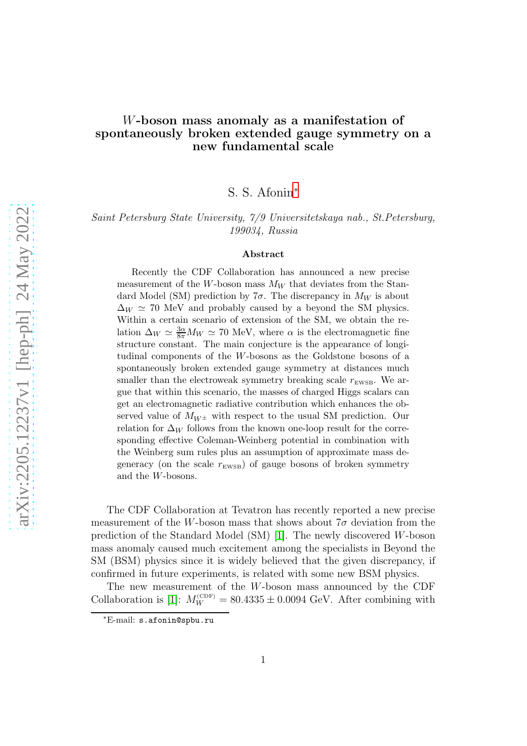# $W$-boson mass anomaly as a manifestation of spontaneously broken extended gauge symmetry on a new fundamental scale

S. S. Afonin[*]

*Saint Petersburg State University, 7/9 Universitetskaya nab., St.Petersburg, 199034, Russia*

### Abstract

Recently the CDF Collaboration has announced a new precise measurement of the $W$-boson mass $M_W$ that deviates from the Standard Model (SM) prediction by $7\sigma$. The discrepancy in $M_W$ is about $\Delta_W \simeq 70$ MeV and probably caused by a beyond the SM physics. Within a certain scenario of extension of the SM, we obtain the relation $\Delta_W \simeq \frac{3\alpha}{8\pi} M_W \simeq 70$ MeV, where $\alpha$ is the electromagnetic fine structure constant. The main conjecture is the appearance of longitudinal components of the $W$-bosons as the Goldstone bosons of a spontaneously broken extended gauge symmetry at distances much smaller than the electroweak symmetry breaking scale $r_{\text{EWSB}}$. We argue that within this scenario, the masses of charged Higgs scalars can get an electromagnetic radiative contribution which enhances the observed value of $M_{W^\pm}$ with respect to the usual SM prediction. Our relation for $\Delta_W$ follows from the known one-loop result for the corresponding effective Coleman-Weinberg potential in combination with the Weinberg sum rules plus an assumption of approximate mass degeneracy (on the scale $r_{\text{EWSB}}$) of gauge bosons of broken symmetry and the $W$-bosons.

The CDF Collaboration at Tevatron has recently reported a new precise measurement of the $W$-boson mass that shows about $7\sigma$ deviation from the prediction of the Standard Model (SM) [1]. The newly discovered $W$-boson mass anomaly caused much excitement among the specialists in Beyond the SM (BSM) physics since it is widely believed that the given discrepancy, if confirmed in future experiments, is related with some new BSM physics.

The new measurement of the $W$-boson mass announced by the CDF Collaboration is [1]: $M_W^{(\text{CDF})} = 80.4335 \pm 0.0094$ GeV. After combining with

---

[*]E-mail: `s.afonin@spbu.ru`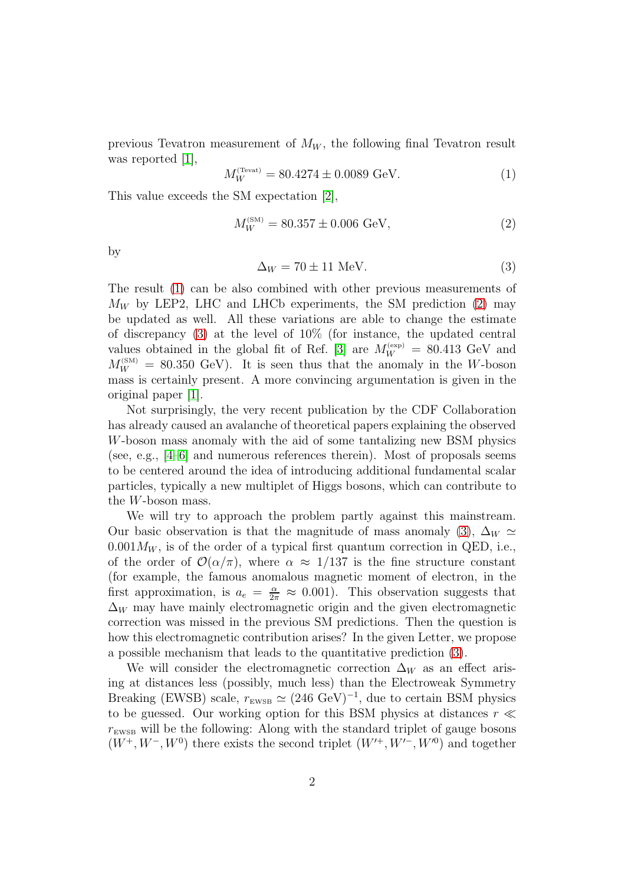previous Tevatron measurement of $M_W$, the following final Tevatron result was reported [1],

$$M_W^{(\text{Tevat})} = 80.4274 \pm 0.0089 \text{ GeV}. \tag{1}$$

This value exceeds the SM expectation [2],

$$M_W^{(\text{SM})} = 80.357 \pm 0.006 \text{ GeV}, \tag{2}$$

by

$$\Delta_W = 70 \pm 11 \text{ MeV}. \tag{3}$$

The result (1) can be also combined with other previous measurements of $M_W$ by LEP2, LHC and LHCb experiments, the SM prediction (2) may be updated as well. All these variations are able to change the estimate of discrepancy (3) at the level of 10% (for instance, the updated central values obtained in the global fit of Ref. [3] are $M_W^{(\text{exp})} = 80.413$ GeV and $M_W^{(\text{SM})} = 80.350$ GeV). It is seen thus that the anomaly in the $W$-boson mass is certainly present. A more convincing argumentation is given in the original paper [1].

Not surprisingly, the very recent publication by the CDF Collaboration has already caused an avalanche of theoretical papers explaining the observed $W$-boson mass anomaly with the aid of some tantalizing new BSM physics (see, e.g., [4–6] and numerous references therein). Most of proposals seems to be centered around the idea of introducing additional fundamental scalar particles, typically a new multiplet of Higgs bosons, which can contribute to the $W$-boson mass.

We will try to approach the problem partly against this mainstream. Our basic observation is that the magnitude of mass anomaly (3), $\Delta_W \simeq 0.001 M_W$, is of the order of a typical first quantum correction in QED, i.e., of the order of $\mathcal{O}(\alpha/\pi)$, where $\alpha \approx 1/137$ is the fine structure constant (for example, the famous anomalous magnetic moment of electron, in the first approximation, is $a_e = \frac{\alpha}{2\pi} \approx 0.001$). This observation suggests that $\Delta_W$ may have mainly electromagnetic origin and the given electromagnetic correction was missed in the previous SM predictions. Then the question is how this electromagnetic contribution arises? In the given Letter, we propose a possible mechanism that leads to the quantitative prediction (3).

We will consider the electromagnetic correction $\Delta_W$ as an effect arising at distances less (possibly, much less) than the Electroweak Symmetry Breaking (EWSB) scale, $r_{\text{EWSB}} \simeq (246 \text{ GeV})^{-1}$, due to certain BSM physics to be guessed. Our working option for this BSM physics at distances $r \ll r_{\text{EWSB}}$ will be the following: Along with the standard triplet of gauge bosons $(W^+, W^-, W^0)$ there exists the second triplet $(W'^+, W'^-, W'^0)$ and together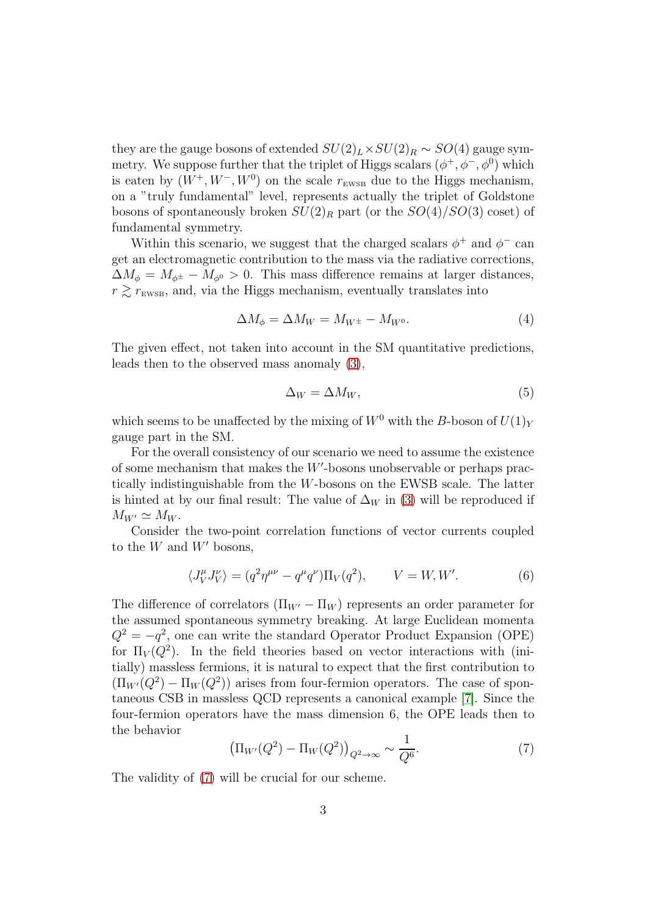they are the gauge bosons of extended $SU(2)_L \times SU(2)_R \sim SO(4)$ gauge symmetry. We suppose further that the triplet of Higgs scalars $(\phi^+, \phi^-, \phi^0)$ which is eaten by $(W^+, W^-, W^0)$ on the scale $r_{\text{EWSB}}$ due to the Higgs mechanism, on a "truly fundamental" level, represents actually the triplet of Goldstone bosons of spontaneously broken $SU(2)_R$ part (or the $SO(4)/SO(3)$ coset) of fundamental symmetry.

Within this scenario, we suggest that the charged scalars $\phi^+$ and $\phi^-$ can get an electromagnetic contribution to the mass via the radiative corrections, $\Delta M_\phi = M_{\phi^\pm} - M_{\phi^0} > 0$. This mass difference remains at larger distances, $r \gtrsim r_{\text{EWSB}}$, and, via the Higgs mechanism, eventually translates into

$$\Delta M_\phi = \Delta M_W = M_{W^\pm} - M_{W^0}. \tag{4}$$

The given effect, not taken into account in the SM quantitative predictions, leads then to the observed mass anomaly (3),

$$\Delta_W = \Delta M_W, \tag{5}$$

which seems to be unaffected by the mixing of $W^0$ with the $B$-boson of $U(1)_Y$ gauge part in the SM.

For the overall consistency of our scenario we need to assume the existence of some mechanism that makes the $W'$-bosons unobservable or perhaps practically indistinguishable from the $W$-bosons on the EWSB scale. The latter is hinted at by our final result: The value of $\Delta_W$ in (3) will be reproduced if $M_{W'} \simeq M_W$.

Consider the two-point correlation functions of vector currents coupled to the $W$ and $W'$ bosons,

$$\langle J_V^\mu J_V^\nu \rangle = (q^2 \eta^{\mu\nu} - q^\mu q^\nu)\Pi_V(q^2), \qquad V = W, W'. \tag{6}$$

The difference of correlators $(\Pi_{W'} - \Pi_W)$ represents an order parameter for the assumed spontaneous symmetry breaking. At large Euclidean momenta $Q^2 = -q^2$, one can write the standard Operator Product Expansion (OPE) for $\Pi_V(Q^2)$. In the field theories based on vector interactions with (initially) massless fermions, it is natural to expect that the first contribution to $(\Pi_{W'}(Q^2) - \Pi_W(Q^2))$ arises from four-fermion operators. The case of spontaneous CSB in massless QCD represents a canonical example [7]. Since the four-fermion operators have the mass dimension 6, the OPE leads then to the behavior

$$\left(\Pi_{W'}(Q^2) - \Pi_W(Q^2)\right)_{Q^2 \to \infty} \sim \frac{1}{Q^6}. \tag{7}$$

The validity of (7) will be crucial for our scheme.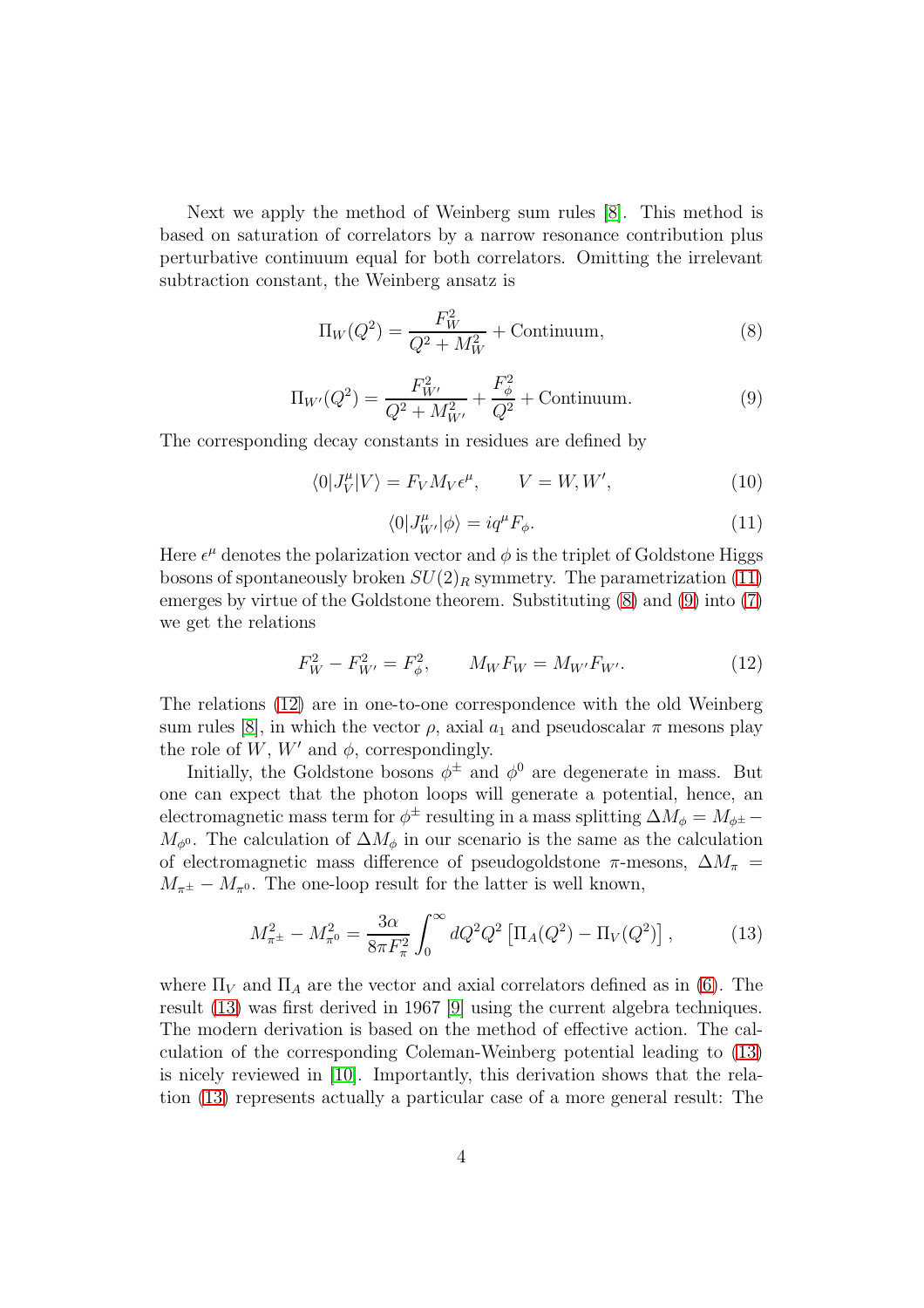Next we apply the method of Weinberg sum rules [8]. This method is based on saturation of correlators by a narrow resonance contribution plus perturbative continuum equal for both correlators. Omitting the irrelevant subtraction constant, the Weinberg ansatz is

$$\Pi_W(Q^2) = \frac{F_W^2}{Q^2 + M_W^2} + \text{Continuum}, \tag{8}$$

$$\Pi_{W'}(Q^2) = \frac{F_{W'}^2}{Q^2 + M_{W'}^2} + \frac{F_\phi^2}{Q^2} + \text{Continuum}. \tag{9}$$

The corresponding decay constants in residues are defined by

$$\langle 0|J_V^\mu|V\rangle = F_V M_V \epsilon^\mu, \qquad V = W, W', \tag{10}$$

$$\langle 0|J_{W'}^\mu|\phi\rangle = iq^\mu F_\phi. \tag{11}$$

Here $\epsilon^\mu$ denotes the polarization vector and $\phi$ is the triplet of Goldstone Higgs bosons of spontaneously broken $SU(2)_R$ symmetry. The parametrization (11) emerges by virtue of the Goldstone theorem. Substituting (8) and (9) into (7) we get the relations

$$F_W^2 - F_{W'}^2 = F_\phi^2, \qquad M_W F_W = M_{W'} F_{W'}. \tag{12}$$

The relations (12) are in one-to-one correspondence with the old Weinberg sum rules [8], in which the vector $\rho$, axial $a_1$ and pseudoscalar $\pi$ mesons play the role of $W$, $W'$ and $\phi$, correspondingly.

Initially, the Goldstone bosons $\phi^\pm$ and $\phi^0$ are degenerate in mass. But one can expect that the photon loops will generate a potential, hence, an electromagnetic mass term for $\phi^\pm$ resulting in a mass splitting $\Delta M_\phi = M_{\phi^\pm} - M_{\phi^0}$. The calculation of $\Delta M_\phi$ in our scenario is the same as the calculation of electromagnetic mass difference of pseudogoldstone $\pi$-mesons, $\Delta M_\pi = M_{\pi^\pm} - M_{\pi^0}$. The one-loop result for the latter is well known,

$$M_{\pi^\pm}^2 - M_{\pi^0}^2 = \frac{3\alpha}{8\pi F_\pi^2}\int_0^\infty dQ^2 Q^2 \left[\Pi_A(Q^2) - \Pi_V(Q^2)\right], \tag{13}$$

where $\Pi_V$ and $\Pi_A$ are the vector and axial correlators defined as in (6). The result (13) was first derived in 1967 [9] using the current algebra techniques. The modern derivation is based on the method of effective action. The calculation of the corresponding Coleman-Weinberg potential leading to (13) is nicely reviewed in [10]. Importantly, this derivation shows that the relation (13) represents actually a particular case of a more general result: The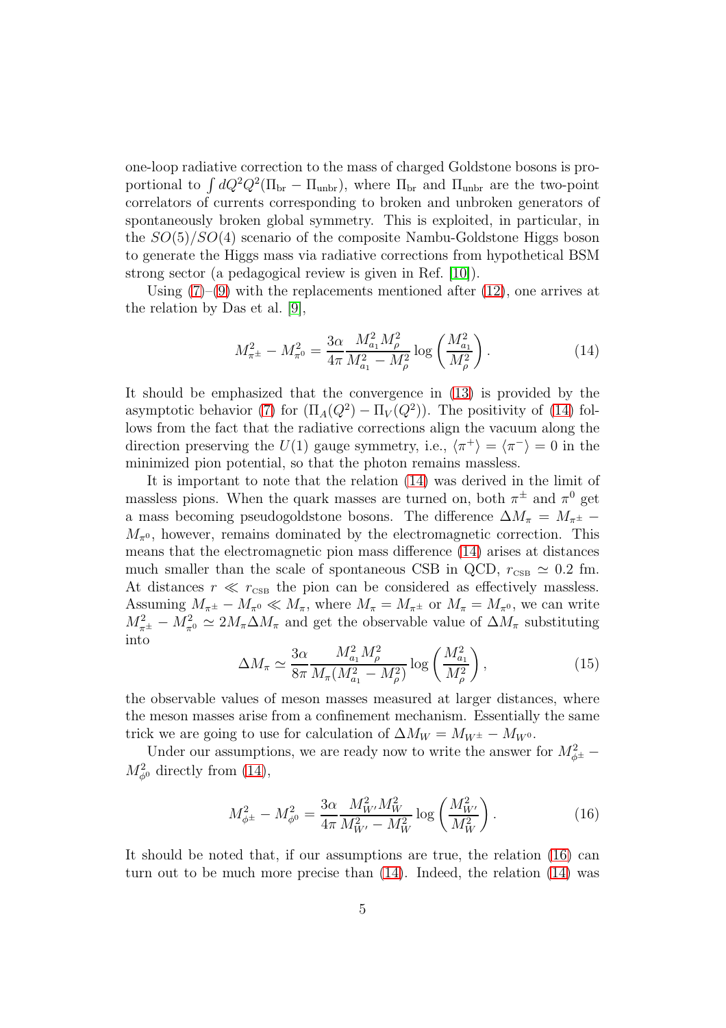one-loop radiative correction to the mass of charged Goldstone bosons is proportional to $\int dQ^2 Q^2(\Pi_{\rm br} - \Pi_{\rm unbr})$, where $\Pi_{\rm br}$ and $\Pi_{\rm unbr}$ are the two-point correlators of currents corresponding to broken and unbroken generators of spontaneously broken global symmetry. This is exploited, in particular, in the $SO(5)/SO(4)$ scenario of the composite Nambu-Goldstone Higgs boson to generate the Higgs mass via radiative corrections from hypothetical BSM strong sector (a pedagogical review is given in Ref. [10]).

Using (7)–(9) with the replacements mentioned after (12), one arrives at the relation by Das et al. [9],

$$M^2_{\pi^\pm} - M^2_{\pi^0} = \frac{3\alpha}{4\pi}\frac{M^2_{a_1}M^2_\rho}{M^2_{a_1}-M^2_\rho}\log\left(\frac{M^2_{a_1}}{M^2_\rho}\right). \tag{14}$$

It should be emphasized that the convergence in (13) is provided by the asymptotic behavior (7) for $(\Pi_A(Q^2) - \Pi_V(Q^2))$. The positivity of (14) follows from the fact that the radiative corrections align the vacuum along the direction preserving the $U(1)$ gauge symmetry, i.e., $\langle\pi^+\rangle = \langle\pi^-\rangle = 0$ in the minimized pion potential, so that the photon remains massless.

It is important to note that the relation (14) was derived in the limit of massless pions. When the quark masses are turned on, both $\pi^\pm$ and $\pi^0$ get a mass becoming pseudogoldstone bosons. The difference $\Delta M_\pi = M_{\pi^\pm} - M_{\pi^0}$, however, remains dominated by the electromagnetic correction. This means that the electromagnetic pion mass difference (14) arises at distances much smaller than the scale of spontaneous CSB in QCD, $r_{\rm CSB} \simeq 0.2$ fm. At distances $r \ll r_{\rm CSB}$ the pion can be considered as effectively massless. Assuming $M_{\pi^\pm} - M_{\pi^0} \ll M_\pi$, where $M_\pi = M_{\pi^\pm}$ or $M_\pi = M_{\pi^0}$, we can write $M^2_{\pi^\pm} - M^2_{\pi^0} \simeq 2M_\pi \Delta M_\pi$ and get the observable value of $\Delta M_\pi$ substituting into

$$\Delta M_\pi \simeq \frac{3\alpha}{8\pi}\frac{M^2_{a_1}M^2_\rho}{M_\pi(M^2_{a_1}-M^2_\rho)}\log\left(\frac{M^2_{a_1}}{M^2_\rho}\right), \tag{15}$$

the observable values of meson masses measured at larger distances, where the meson masses arise from a confinement mechanism. Essentially the same trick we are going to use for calculation of $\Delta M_W = M_{W^\pm} - M_{W^0}$.

Under our assumptions, we are ready now to write the answer for $M^2_{\phi^\pm} - M^2_{\phi^0}$ directly from (14),

$$M^2_{\phi^\pm} - M^2_{\phi^0} = \frac{3\alpha}{4\pi}\frac{M^2_{W'}M^2_W}{M^2_{W'}-M^2_W}\log\left(\frac{M^2_{W'}}{M^2_W}\right). \tag{16}$$

It should be noted that, if our assumptions are true, the relation (16) can turn out to be much more precise than (14). Indeed, the relation (14) was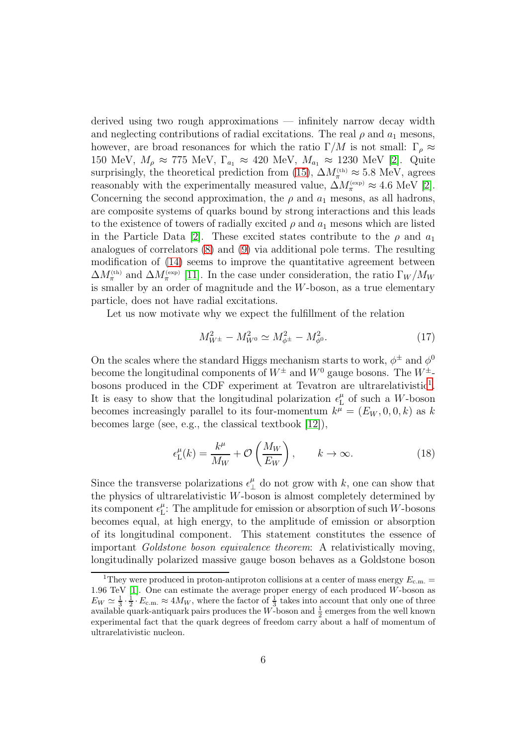derived using two rough approximations — infinitely narrow decay width and neglecting contributions of radial excitations. The real $\rho$ and $a_1$ mesons, however, are broad resonances for which the ratio $\Gamma/M$ is not small: $\Gamma_\rho \approx 150$ MeV, $M_\rho \approx 775$ MeV, $\Gamma_{a_1} \approx 420$ MeV, $M_{a_1} \approx 1230$ MeV [2]. Quite surprisingly, the theoretical prediction from (15), $\Delta M_\pi^{(\rm th)} \approx 5.8$ MeV, agrees reasonably with the experimentally measured value, $\Delta M_\pi^{(\rm exp)} \approx 4.6$ MeV [2]. Concerning the second approximation, the $\rho$ and $a_1$ mesons, as all hadrons, are composite systems of quarks bound by strong interactions and this leads to the existence of towers of radially excited $\rho$ and $a_1$ mesons which are listed in the Particle Data [2]. These excited states contribute to the $\rho$ and $a_1$ analogues of correlators (8) and (9) via additional pole terms. The resulting modification of (14) seems to improve the quantitative agreement between $\Delta M_\pi^{(\rm th)}$ and $\Delta M_\pi^{(\rm exp)}$ [11]. In the case under consideration, the ratio $\Gamma_W/M_W$ is smaller by an order of magnitude and the $W$-boson, as a true elementary particle, does not have radial excitations.

Let us now motivate why we expect the fulfillment of the relation

$$M_{W^\pm}^2 - M_{W^0}^2 \simeq M_{\phi^\pm}^2 - M_{\phi^0}^2. \tag{17}$$

On the scales where the standard Higgs mechanism starts to work, $\phi^\pm$ and $\phi^0$ become the longitudinal components of $W^\pm$ and $W^0$ gauge bosons. The $W^\pm$-bosons produced in the CDF experiment at Tevatron are ultrarelativistic[1]. It is easy to show that the longitudinal polarization $\epsilon_{\rm L}^\mu$ of such a $W$-boson becomes increasingly parallel to its four-momentum $k^\mu = (E_W, 0, 0, k)$ as $k$ becomes large (see, e.g., the classical textbook [12]),

$$\epsilon_{\rm L}^\mu(k) = \frac{k^\mu}{M_W} + \mathcal{O}\left(\frac{M_W}{E_W}\right), \qquad k \to \infty. \tag{18}$$

Since the transverse polarizations $\epsilon_\perp^\mu$ do not grow with $k$, one can show that the physics of ultrarelativistic $W$-boson is almost completely determined by its component $\epsilon_{\rm L}^\mu$: The amplitude for emission or absorption of such $W$-bosons becomes equal, at high energy, to the amplitude of emission or absorption of its longitudinal component. This statement constitutes the essence of important *Goldstone boson equivalence theorem*: A relativistically moving, longitudinally polarized massive gauge boson behaves as a Goldstone boson

[1] They were produced in proton-antiproton collisions at a center of mass energy $E_{\rm c.m.} = 1.96$ TeV [1]. One can estimate the average proper energy of each produced $W$-boson as $E_W \simeq \frac{1}{3} \cdot \frac{1}{2} \cdot E_{\rm c.m.} \approx 4 M_W$, where the factor of $\frac{1}{3}$ takes into account that only one of three available quark-antiquark pairs produces the $W$-boson and $\frac{1}{2}$ emerges from the well known experimental fact that the quark degrees of freedom carry about a half of momentum of ultrarelativistic nucleon.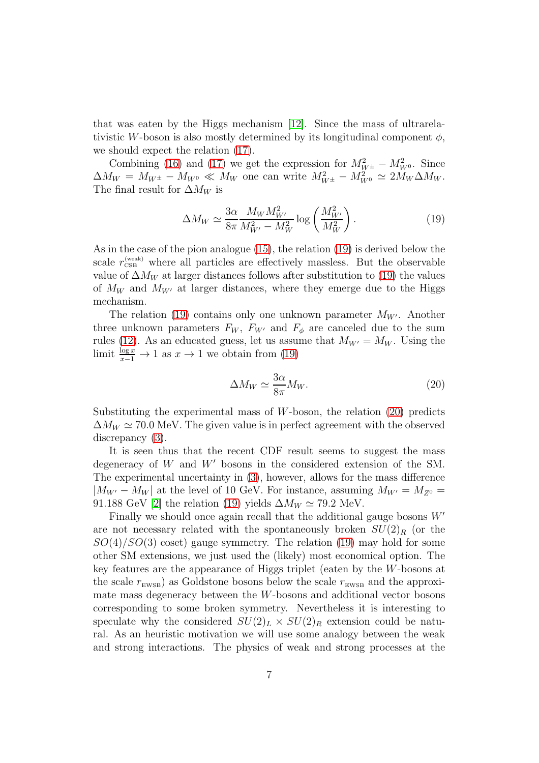that was eaten by the Higgs mechanism [12]. Since the mass of ultrarelativistic $W$-boson is also mostly determined by its longitudinal component $\phi$, we should expect the relation (17).

Combining (16) and (17) we get the expression for $M_{W^\pm}^2 - M_{W^0}^2$. Since $\Delta M_W = M_{W^\pm} - M_{W^0} \ll M_W$ one can write $M_{W^\pm}^2 - M_{W^0}^2 \simeq 2M_W \Delta M_W$. The final result for $\Delta M_W$ is

$$\Delta M_W \simeq \frac{3\alpha}{8\pi} \frac{M_W M_{W'}^2}{M_{W'}^2 - M_W^2} \log\left(\frac{M_{W'}^2}{M_W^2}\right). \tag{19}$$

As in the case of the pion analogue (15), the relation (19) is derived below the scale $r_{\rm CSB}^{\rm (weak)}$ where all particles are effectively massless. But the observable value of $\Delta M_W$ at larger distances follows after substitution to (19) the values of $M_W$ and $M_{W'}$ at larger distances, where they emerge due to the Higgs mechanism.

The relation (19) contains only one unknown parameter $M_{W'}$. Another three unknown parameters $F_W$, $F_{W'}$ and $F_\phi$ are canceled due to the sum rules (12). As an educated guess, let us assume that $M_{W'} = M_W$. Using the limit $\frac{\log x}{x-1} \to 1$ as $x \to 1$ we obtain from (19)

$$\Delta M_W \simeq \frac{3\alpha}{8\pi} M_W. \tag{20}$$

Substituting the experimental mass of $W$-boson, the relation (20) predicts $\Delta M_W \simeq 70.0$ MeV. The given value is in perfect agreement with the observed discrepancy (3).

It is seen thus that the recent CDF result seems to suggest the mass degeneracy of $W$ and $W'$ bosons in the considered extension of the SM. The experimental uncertainty in (3), however, allows for the mass difference $|M_{W'} - M_W|$ at the level of 10 GeV. For instance, assuming $M_{W'} = M_{Z^0} =$ 91.188 GeV [2] the relation (19) yields $\Delta M_W \simeq 79.2$ MeV.

Finally we should once again recall that the additional gauge bosons $W'$ are not necessary related with the spontaneously broken $SU(2)_R$ (or the $SO(4)/SO(3)$ coset) gauge symmetry. The relation (19) may hold for some other SM extensions, we just used the (likely) most economical option. The key features are the appearance of Higgs triplet (eaten by the $W$-bosons at the scale $r_{\rm EWSB}$) as Goldstone bosons below the scale $r_{\rm EWSB}$ and the approximate mass degeneracy between the $W$-bosons and additional vector bosons corresponding to some broken symmetry. Nevertheless it is interesting to speculate why the considered $SU(2)_L \times SU(2)_R$ extension could be natural. As an heuristic motivation we will use some analogy between the weak and strong interactions. The physics of weak and strong processes at the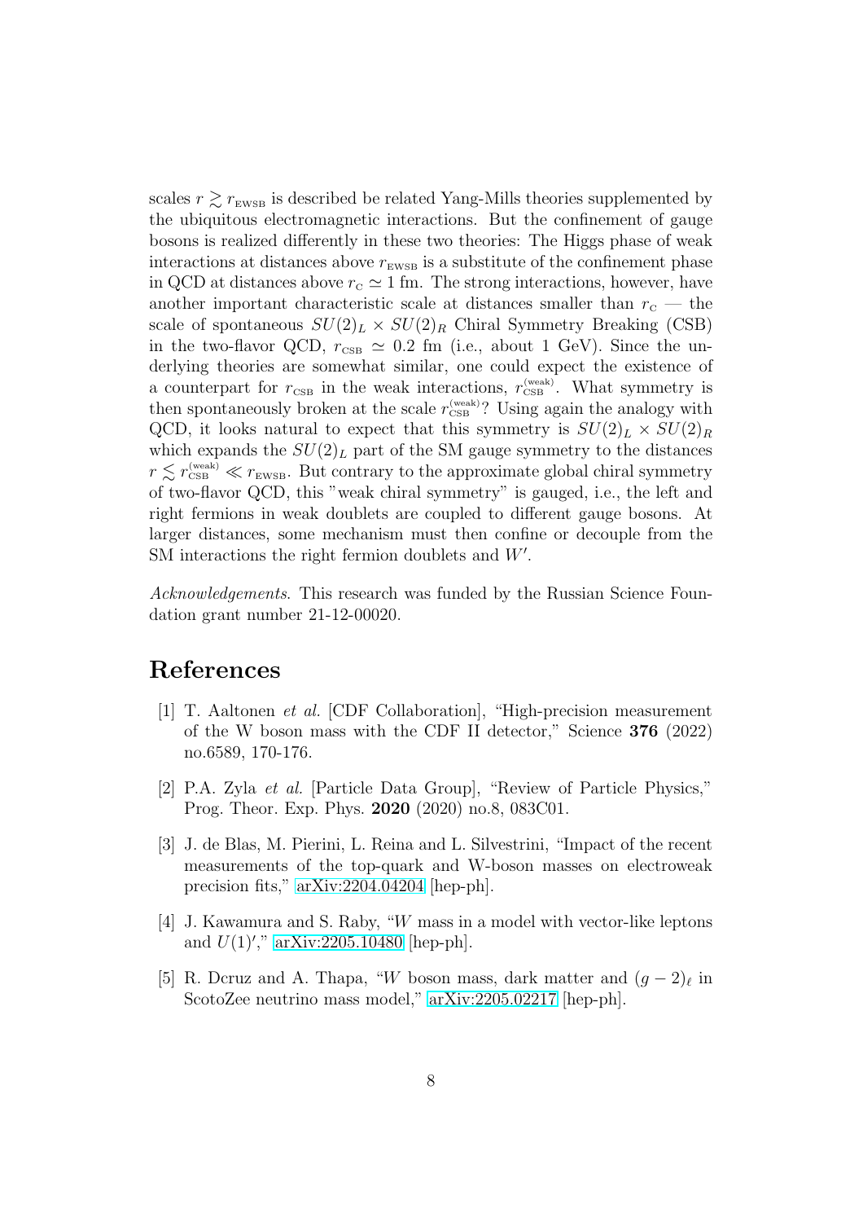scales $r \gtrsim r_{\rm EWSB}$ is described be related Yang-Mills theories supplemented by the ubiquitous electromagnetic interactions. But the confinement of gauge bosons is realized differently in these two theories: The Higgs phase of weak interactions at distances above $r_{\rm EWSB}$ is a substitute of the confinement phase in QCD at distances above $r_{\rm C} \simeq 1$ fm. The strong interactions, however, have another important characteristic scale at distances smaller than $r_{\rm C}$ — the scale of spontaneous $SU(2)_L \times SU(2)_R$ Chiral Symmetry Breaking (CSB) in the two-flavor QCD, $r_{\rm CSB} \simeq 0.2$ fm (i.e., about 1 GeV). Since the underlying theories are somewhat similar, one could expect the existence of a counterpart for $r_{\rm CSB}$ in the weak interactions, $r_{\rm CSB}^{\rm (weak)}$. What symmetry is then spontaneously broken at the scale $r_{\rm CSB}^{\rm (weak)}$? Using again the analogy with QCD, it looks natural to expect that this symmetry is $SU(2)_L \times SU(2)_R$ which expands the $SU(2)_L$ part of the SM gauge symmetry to the distances $r \lesssim r_{\rm CSB}^{\rm (weak)} \ll r_{\rm EWSB}$. But contrary to the approximate global chiral symmetry of two-flavor QCD, this "weak chiral symmetry" is gauged, i.e., the left and right fermions in weak doublets are coupled to different gauge bosons. At larger distances, some mechanism must then confine or decouple from the SM interactions the right fermion doublets and $W'$.

*Acknowledgements*. This research was funded by the Russian Science Foundation grant number 21-12-00020.

# References

[1] T. Aaltonen *et al.* [CDF Collaboration], "High-precision measurement of the W boson mass with the CDF II detector," Science **376** (2022) no.6589, 170-176.

[2] P.A. Zyla *et al.* [Particle Data Group], "Review of Particle Physics," Prog. Theor. Exp. Phys. **2020** (2020) no.8, 083C01.

[3] J. de Blas, M. Pierini, L. Reina and L. Silvestrini, "Impact of the recent measurements of the top-quark and W-boson masses on electroweak precision fits," arXiv:2204.04204 [hep-ph].

[4] J. Kawamura and S. Raby, "$W$ mass in a model with vector-like leptons and $U(1)'$," arXiv:2205.10480 [hep-ph].

[5] R. Dcruz and A. Thapa, "$W$ boson mass, dark matter and $(g-2)_\ell$ in ScotoZee neutrino mass model," arXiv:2205.02217 [hep-ph].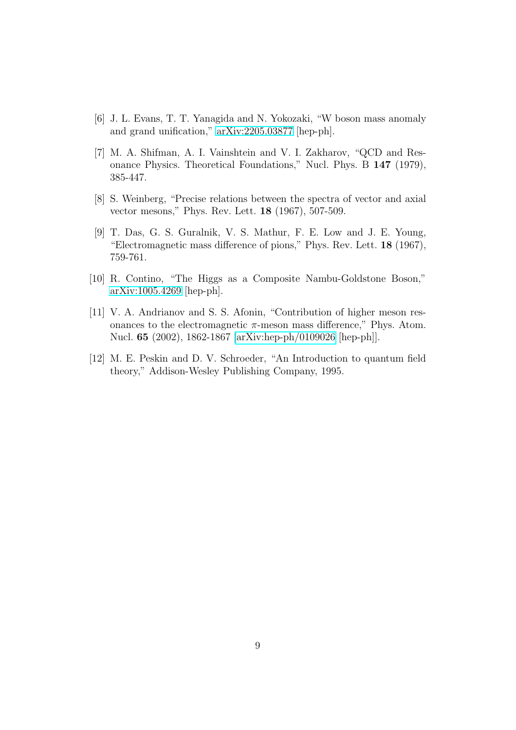[6] J. L. Evans, T. T. Yanagida and N. Yokozaki, "W boson mass anomaly and grand unification," arXiv:2205.03877 [hep-ph].

[7] M. A. Shifman, A. I. Vainshtein and V. I. Zakharov, "QCD and Resonance Physics. Theoretical Foundations," Nucl. Phys. B **147** (1979), 385-447.

[8] S. Weinberg, "Precise relations between the spectra of vector and axial vector mesons," Phys. Rev. Lett. **18** (1967), 507-509.

[9] T. Das, G. S. Guralnik, V. S. Mathur, F. E. Low and J. E. Young, "Electromagnetic mass difference of pions," Phys. Rev. Lett. **18** (1967), 759-761.

[10] R. Contino, "The Higgs as a Composite Nambu-Goldstone Boson," arXiv:1005.4269 [hep-ph].

[11] V. A. Andrianov and S. S. Afonin, "Contribution of higher meson resonances to the electromagnetic $\pi$-meson mass difference," Phys. Atom. Nucl. **65** (2002), 1862-1867 [arXiv:hep-ph/0109026 [hep-ph]].

[12] M. E. Peskin and D. V. Schroeder, "An Introduction to quantum field theory," Addison-Wesley Publishing Company, 1995.